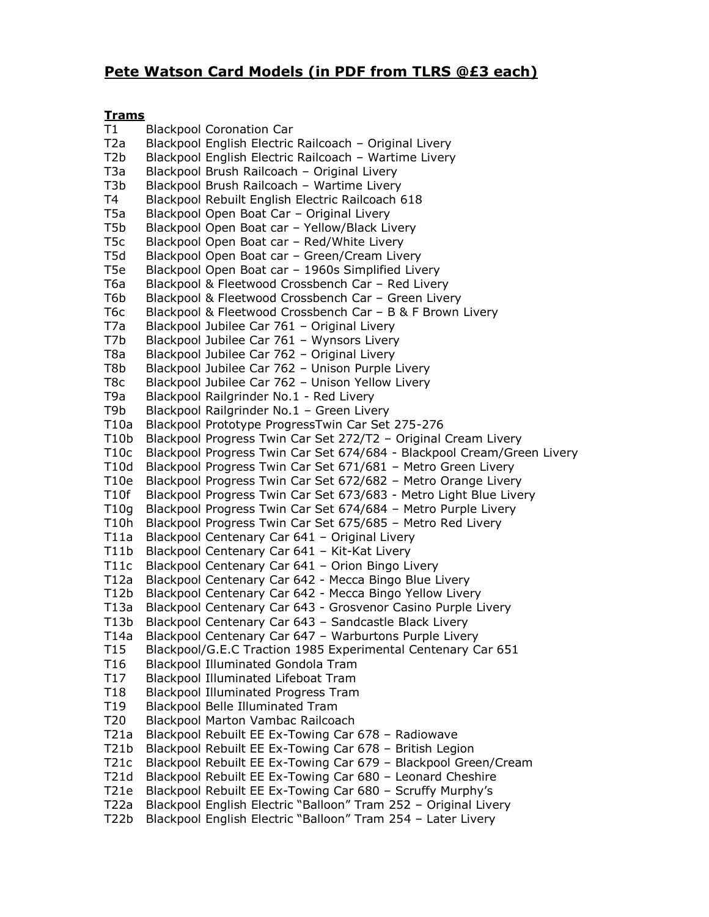## Pete Watson Card Models (in PDF from TLRS @£3 each)

**Trams**

| | |
|---|---|
| T1 | Blackpool Coronation Car |
| T2a | Blackpool English Electric Railcoach – Original Livery |
| T2b | Blackpool English Electric Railcoach – Wartime Livery |
| T3a | Blackpool Brush Railcoach – Original Livery |
| T3b | Blackpool Brush Railcoach – Wartime Livery |
| T4 | Blackpool Rebuilt English Electric Railcoach 618 |
| T5a | Blackpool Open Boat Car – Original Livery |
| T5b | Blackpool Open Boat car – Yellow/Black Livery |
| T5c | Blackpool Open Boat car – Red/White Livery |
| T5d | Blackpool Open Boat car – Green/Cream Livery |
| T5e | Blackpool Open Boat car – 1960s Simplified Livery |
| T6a | Blackpool & Fleetwood Crossbench Car – Red Livery |
| T6b | Blackpool & Fleetwood Crossbench Car – Green Livery |
| T6c | Blackpool & Fleetwood Crossbench Car – B & F Brown Livery |
| T7a | Blackpool Jubilee Car 761 – Original Livery |
| T7b | Blackpool Jubilee Car 761 – Wynsors Livery |
| T8a | Blackpool Jubilee Car 762 – Original Livery |
| T8b | Blackpool Jubilee Car 762 – Unison Purple Livery |
| T8c | Blackpool Jubilee Car 762 – Unison Yellow Livery |
| T9a | Blackpool Railgrinder No.1 - Red Livery |
| T9b | Blackpool Railgrinder No.1 – Green Livery |
| T10a | Blackpool Prototype ProgressTwin Car Set 275-276 |
| T10b | Blackpool Progress Twin Car Set 272/T2 – Original Cream Livery |
| T10c | Blackpool Progress Twin Car Set 674/684 - Blackpool Cream/Green Livery |
| T10d | Blackpool Progress Twin Car Set 671/681 – Metro Green Livery |
| T10e | Blackpool Progress Twin Car Set 672/682 – Metro Orange Livery |
| T10f | Blackpool Progress Twin Car Set 673/683 - Metro Light Blue Livery |
| T10g | Blackpool Progress Twin Car Set 674/684 – Metro Purple Livery |
| T10h | Blackpool Progress Twin Car Set 675/685 – Metro Red Livery |
| T11a | Blackpool Centenary Car 641 – Original Livery |
| T11b | Blackpool Centenary Car 641 – Kit-Kat Livery |
| T11c | Blackpool Centenary Car 641 – Orion Bingo Livery |
| T12a | Blackpool Centenary Car 642 - Mecca Bingo Blue Livery |
| T12b | Blackpool Centenary Car 642 - Mecca Bingo Yellow Livery |
| T13a | Blackpool Centenary Car 643 - Grosvenor Casino Purple Livery |
| T13b | Blackpool Centenary Car 643 – Sandcastle Black Livery |
| T14a | Blackpool Centenary Car 647 – Warburtons Purple Livery |
| T15 | Blackpool/G.E.C Traction 1985 Experimental Centenary Car 651 |
| T16 | Blackpool Illuminated Gondola Tram |
| T17 | Blackpool Illuminated Lifeboat Tram |
| T18 | Blackpool Illuminated Progress Tram |
| T19 | Blackpool Belle Illuminated Tram |
| T20 | Blackpool Marton Vambac Railcoach |
| T21a | Blackpool Rebuilt EE Ex-Towing Car 678 – Radiowave |
| T21b | Blackpool Rebuilt EE Ex-Towing Car 678 – British Legion |
| T21c | Blackpool Rebuilt EE Ex-Towing Car 679 – Blackpool Green/Cream |
| T21d | Blackpool Rebuilt EE Ex-Towing Car 680 – Leonard Cheshire |
| T21e | Blackpool Rebuilt EE Ex-Towing Car 680 – Scruffy Murphy's |
| T22a | Blackpool English Electric "Balloon" Tram 252 – Original Livery |
| T22b | Blackpool English Electric "Balloon" Tram 254 – Later Livery |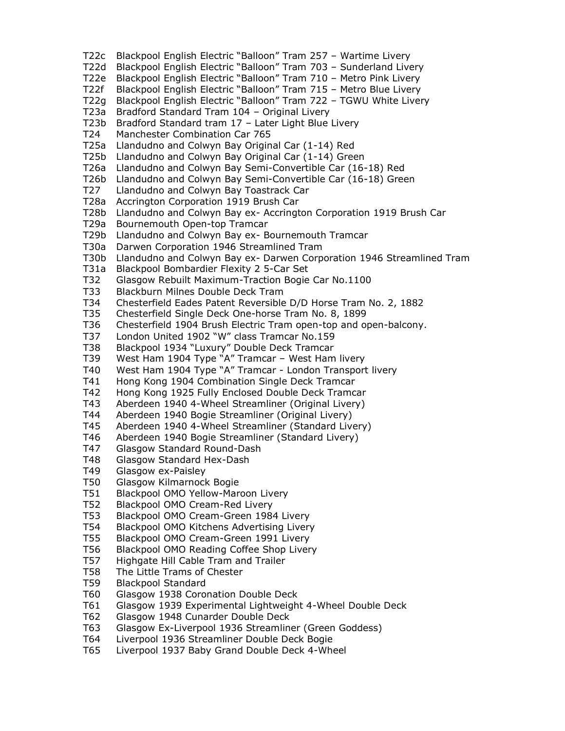T22c Blackpool English Electric “Balloon” Tram 257 – Wartime Livery
T22d Blackpool English Electric “Balloon” Tram 703 – Sunderland Livery
T22e Blackpool English Electric “Balloon” Tram 710 – Metro Pink Livery
T22f Blackpool English Electric “Balloon” Tram 715 – Metro Blue Livery
T22g Blackpool English Electric “Balloon” Tram 722 – TGWU White Livery
T23a Bradford Standard Tram 104 – Original Livery
T23b Bradford Standard tram 17 – Later Light Blue Livery
T24 Manchester Combination Car 765
T25a Llandudno and Colwyn Bay Original Car (1-14) Red
T25b Llandudno and Colwyn Bay Original Car (1-14) Green
T26a Llandudno and Colwyn Bay Semi-Convertible Car (16-18) Red
T26b Llandudno and Colwyn Bay Semi-Convertible Car (16-18) Green
T27 Llandudno and Colwyn Bay Toastrack Car
T28a Accrington Corporation 1919 Brush Car
T28b Llandudno and Colwyn Bay ex- Accrington Corporation 1919 Brush Car
T29a Bournemouth Open-top Tramcar
T29b Llandudno and Colwyn Bay ex- Bournemouth Tramcar
T30a Darwen Corporation 1946 Streamlined Tram
T30b Llandudno and Colwyn Bay ex- Darwen Corporation 1946 Streamlined Tram
T31a Blackpool Bombardier Flexity 2 5-Car Set
T32 Glasgow Rebuilt Maximum-Traction Bogie Car No.1100
T33 Blackburn Milnes Double Deck Tram
T34 Chesterfield Eades Patent Reversible D/D Horse Tram No. 2, 1882
T35 Chesterfield Single Deck One-horse Tram No. 8, 1899
T36 Chesterfield 1904 Brush Electric Tram open-top and open-balcony.
T37 London United 1902 “W” class Tramcar No.159
T38 Blackpool 1934 “Luxury” Double Deck Tramcar
T39 West Ham 1904 Type “A” Tramcar – West Ham livery
T40 West Ham 1904 Type “A” Tramcar - London Transport livery
T41 Hong Kong 1904 Combination Single Deck Tramcar
T42 Hong Kong 1925 Fully Enclosed Double Deck Tramcar
T43 Aberdeen 1940 4-Wheel Streamliner (Original Livery)
T44 Aberdeen 1940 Bogie Streamliner (Original Livery)
T45 Aberdeen 1940 4-Wheel Streamliner (Standard Livery)
T46 Aberdeen 1940 Bogie Streamliner (Standard Livery)
T47 Glasgow Standard Round-Dash
T48 Glasgow Standard Hex-Dash
T49 Glasgow ex-Paisley
T50 Glasgow Kilmarnock Bogie
T51 Blackpool OMO Yellow-Maroon Livery
T52 Blackpool OMO Cream-Red Livery
T53 Blackpool OMO Cream-Green 1984 Livery
T54 Blackpool OMO Kitchens Advertising Livery
T55 Blackpool OMO Cream-Green 1991 Livery
T56 Blackpool OMO Reading Coffee Shop Livery
T57 Highgate Hill Cable Tram and Trailer
T58 The Little Trams of Chester
T59 Blackpool Standard
T60 Glasgow 1938 Coronation Double Deck
T61 Glasgow 1939 Experimental Lightweight 4-Wheel Double Deck
T62 Glasgow 1948 Cunarder Double Deck
T63 Glasgow Ex-Liverpool 1936 Streamliner (Green Goddess)
T64 Liverpool 1936 Streamliner Double Deck Bogie
T65 Liverpool 1937 Baby Grand Double Deck 4-Wheel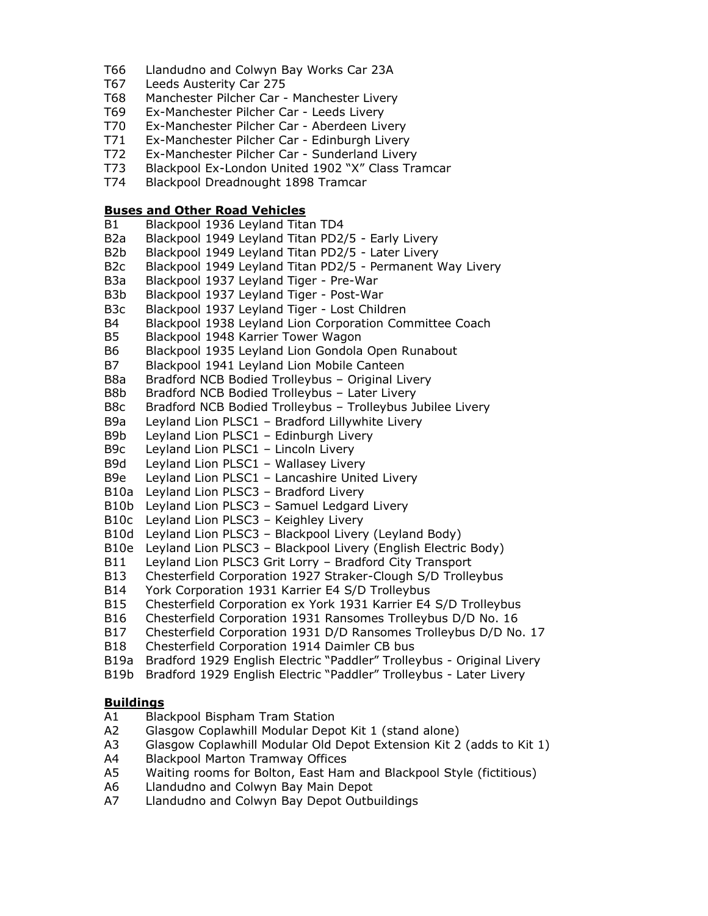T66 Llandudno and Colwyn Bay Works Car 23A
T67 Leeds Austerity Car 275
T68 Manchester Pilcher Car - Manchester Livery
T69 Ex-Manchester Pilcher Car - Leeds Livery
T70 Ex-Manchester Pilcher Car - Aberdeen Livery
T71 Ex-Manchester Pilcher Car - Edinburgh Livery
T72 Ex-Manchester Pilcher Car - Sunderland Livery
T73 Blackpool Ex-London United 1902 "X" Class Tramcar
T74 Blackpool Dreadnought 1898 Tramcar

**Buses and Other Road Vehicles**

B1 Blackpool 1936 Leyland Titan TD4
B2a Blackpool 1949 Leyland Titan PD2/5 - Early Livery
B2b Blackpool 1949 Leyland Titan PD2/5 - Later Livery
B2c Blackpool 1949 Leyland Titan PD2/5 - Permanent Way Livery
B3a Blackpool 1937 Leyland Tiger - Pre-War
B3b Blackpool 1937 Leyland Tiger - Post-War
B3c Blackpool 1937 Leyland Tiger - Lost Children
B4 Blackpool 1938 Leyland Lion Corporation Committee Coach
B5 Blackpool 1948 Karrier Tower Wagon
B6 Blackpool 1935 Leyland Lion Gondola Open Runabout
B7 Blackpool 1941 Leyland Lion Mobile Canteen
B8a Bradford NCB Bodied Trolleybus – Original Livery
B8b Bradford NCB Bodied Trolleybus – Later Livery
B8c Bradford NCB Bodied Trolleybus – Trolleybus Jubilee Livery
B9a Leyland Lion PLSC1 – Bradford Lillywhite Livery
B9b Leyland Lion PLSC1 – Edinburgh Livery
B9c Leyland Lion PLSC1 – Lincoln Livery
B9d Leyland Lion PLSC1 – Wallasey Livery
B9e Leyland Lion PLSC1 – Lancashire United Livery
B10a Leyland Lion PLSC3 – Bradford Livery
B10b Leyland Lion PLSC3 – Samuel Ledgard Livery
B10c Leyland Lion PLSC3 – Keighley Livery
B10d Leyland Lion PLSC3 – Blackpool Livery (Leyland Body)
B10e Leyland Lion PLSC3 – Blackpool Livery (English Electric Body)
B11 Leyland Lion PLSC3 Grit Lorry – Bradford City Transport
B13 Chesterfield Corporation 1927 Straker-Clough S/D Trolleybus
B14 York Corporation 1931 Karrier E4 S/D Trolleybus
B15 Chesterfield Corporation ex York 1931 Karrier E4 S/D Trolleybus
B16 Chesterfield Corporation 1931 Ransomes Trolleybus D/D No. 16
B17 Chesterfield Corporation 1931 D/D Ransomes Trolleybus D/D No. 17
B18 Chesterfield Corporation 1914 Daimler CB bus
B19a Bradford 1929 English Electric "Paddler" Trolleybus - Original Livery
B19b Bradford 1929 English Electric "Paddler" Trolleybus - Later Livery

**Buildings**

A1 Blackpool Bispham Tram Station
A2 Glasgow Coplawhill Modular Depot Kit 1 (stand alone)
A3 Glasgow Coplawhill Modular Old Depot Extension Kit 2 (adds to Kit 1)
A4 Blackpool Marton Tramway Offices
A5 Waiting rooms for Bolton, East Ham and Blackpool Style (fictitious)
A6 Llandudno and Colwyn Bay Main Depot
A7 Llandudno and Colwyn Bay Depot Outbuildings